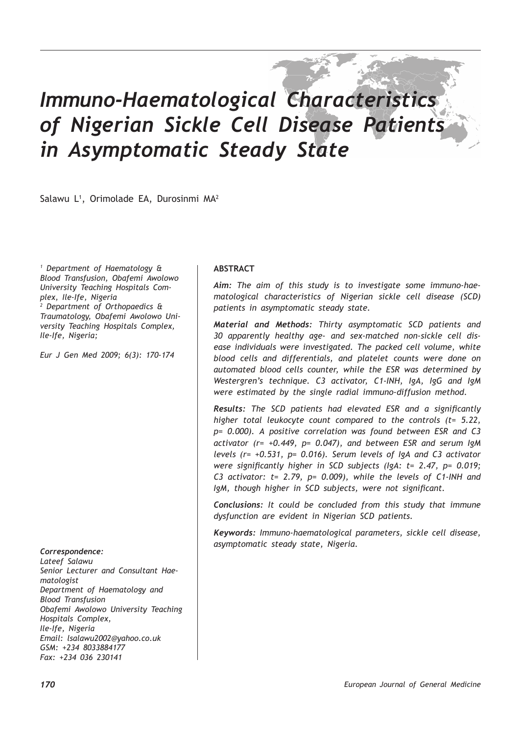# *Immuno-Haematological Characteristics of Nigerian Sickle Cell Disease Patients in Asymptomatic Steady State*

Salawu L[1], Orimolade EA, Durosinmi MA[2]

*[1] Department of Haematology & Blood Transfusion, Obafemi Awolowo University Teaching Hospitals Complex, Ile-Ife, Nigeria*
*[2] Department of Orthopaedics & Traumatology, Obafemi Awolowo University Teaching Hospitals Complex, Ile-Ife, Nigeria;*

*Eur J Gen Med 2009; 6(3): 170-174*

*Correspondence:*
*Lateef Salawu*
*Senior Lecturer and Consultant Haematologist*
*Department of Haematology and Blood Transfusion*
*Obafemi Awolowo University Teaching Hospitals Complex,*
*Ile-Ife, Nigeria*
*Email: lsalawu2002@yahoo.co.uk*
*GSM: +234 8033884177*
*Fax: +234 036 230141*

**ABSTRACT**

***Aim:*** *The aim of this study is to investigate some immuno-haematological characteristics of Nigerian sickle cell disease (SCD) patients in asymptomatic steady state.*

***Material and Methods:*** *Thirty asymptomatic SCD patients and 30 apparently healthy age- and sex-matched non-sickle cell disease individuals were investigated. The packed cell volume, white blood cells and differentials, and platelet counts were done on automated blood cells counter, while the ESR was determined by Westergren's technique. C3 activator, C1-INH, IgA, IgG and IgM were estimated by the single radial immuno-diffusion method.*

***Results:*** *The SCD patients had elevated ESR and a significantly higher total leukocyte count compared to the controls (t= 5.22, p= 0.000). A positive correlation was found between ESR and C3 activator (r= +0.449, p= 0.047), and between ESR and serum IgM levels (r= +0.531, p= 0.016). Serum levels of IgA and C3 activator were significantly higher in SCD subjects (IgA: t= 2.47, p= 0.019; C3 activator: t= 2.79, p= 0.009), while the levels of C1-INH and IgM, though higher in SCD subjects, were not significant.*

***Conclusions:*** *It could be concluded from this study that immune dysfunction are evident in Nigerian SCD patients.*

***Keywords:*** *Immuno-haematological parameters, sickle cell disease, asymptomatic steady state, Nigeria.*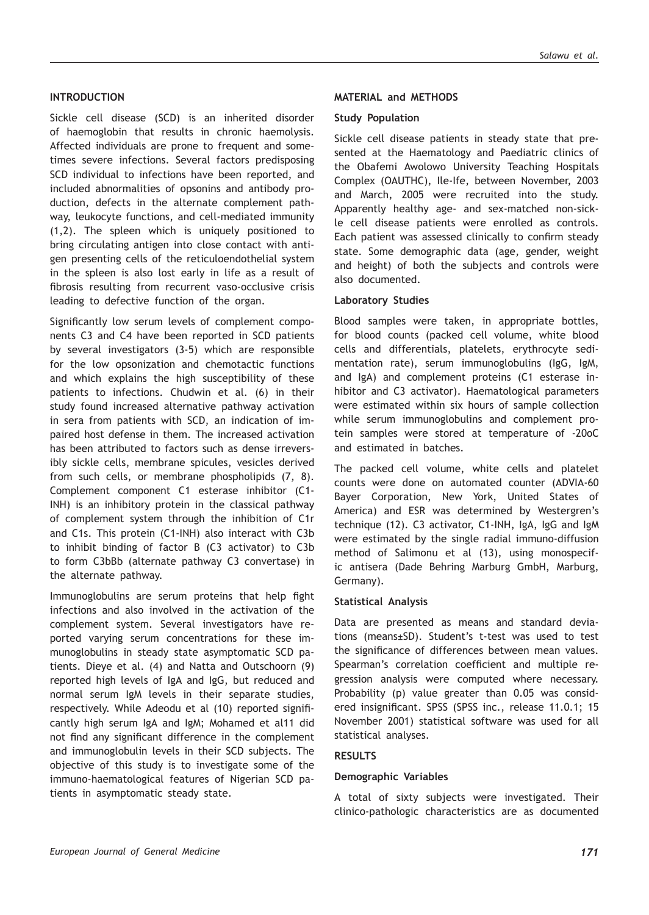## INTRODUCTION

Sickle cell disease (SCD) is an inherited disorder of haemoglobin that results in chronic haemolysis. Affected individuals are prone to frequent and sometimes severe infections. Several factors predisposing SCD individual to infections have been reported, and included abnormalities of opsonins and antibody production, defects in the alternate complement pathway, leukocyte functions, and cell-mediated immunity (1,2). The spleen which is uniquely positioned to bring circulating antigen into close contact with antigen presenting cells of the reticuloendothelial system in the spleen is also lost early in life as a result of fibrosis resulting from recurrent vaso-occlusive crisis leading to defective function of the organ.

Significantly low serum levels of complement components C3 and C4 have been reported in SCD patients by several investigators (3-5) which are responsible for the low opsonization and chemotactic functions and which explains the high susceptibility of these patients to infections. Chudwin et al. (6) in their study found increased alternative pathway activation in sera from patients with SCD, an indication of impaired host defense in them. The increased activation has been attributed to factors such as dense irreversibly sickle cells, membrane spicules, vesicles derived from such cells, or membrane phospholipids (7, 8). Complement component C1 esterase inhibitor (C1-INH) is an inhibitory protein in the classical pathway of complement system through the inhibition of C1r and C1s. This protein (C1-INH) also interact with C3b to inhibit binding of factor B (C3 activator) to C3b to form C3bBb (alternate pathway C3 convertase) in the alternate pathway.

Immunoglobulins are serum proteins that help fight infections and also involved in the activation of the complement system. Several investigators have reported varying serum concentrations for these immunoglobulins in steady state asymptomatic SCD patients. Dieye et al. (4) and Natta and Outschoorn (9) reported high levels of IgA and IgG, but reduced and normal serum IgM levels in their separate studies, respectively. While Adeodu et al (10) reported significantly high serum IgA and IgM; Mohamed et al11 did not find any significant difference in the complement and immunoglobulin levels in their SCD subjects. The objective of this study is to investigate some of the immuno-haematological features of Nigerian SCD patients in asymptomatic steady state.

## MATERIAL and METHODS

### Study Population

Sickle cell disease patients in steady state that presented at the Haematology and Paediatric clinics of the Obafemi Awolowo University Teaching Hospitals Complex (OAUTHC), Ile-Ife, between November, 2003 and March, 2005 were recruited into the study. Apparently healthy age- and sex-matched non-sickle cell disease patients were enrolled as controls. Each patient was assessed clinically to confirm steady state. Some demographic data (age, gender, weight and height) of both the subjects and controls were also documented.

### Laboratory Studies

Blood samples were taken, in appropriate bottles, for blood counts (packed cell volume, white blood cells and differentials, platelets, erythrocyte sedimentation rate), serum immunoglobulins (IgG, IgM, and IgA) and complement proteins (C1 esterase inhibitor and C3 activator). Haematological parameters were estimated within six hours of sample collection while serum immunoglobulins and complement protein samples were stored at temperature of -20oC and estimated in batches.

The packed cell volume, white cells and platelet counts were done on automated counter (ADVIA-60 Bayer Corporation, New York, United States of America) and ESR was determined by Westergren's technique (12). C3 activator, C1-INH, IgA, IgG and IgM were estimated by the single radial immuno-diffusion method of Salimonu et al (13), using monospecific antisera (Dade Behring Marburg GmbH, Marburg, Germany).

### Statistical Analysis

Data are presented as means and standard deviations (means±SD). Student's t-test was used to test the significance of differences between mean values. Spearman's correlation coefficient and multiple regression analysis were computed where necessary. Probability (p) value greater than 0.05 was considered insignificant. SPSS (SPSS inc., release 11.0.1; 15 November 2001) statistical software was used for all statistical analyses.

## RESULTS

### Demographic Variables

A total of sixty subjects were investigated. Their clinico-pathologic characteristics are as documented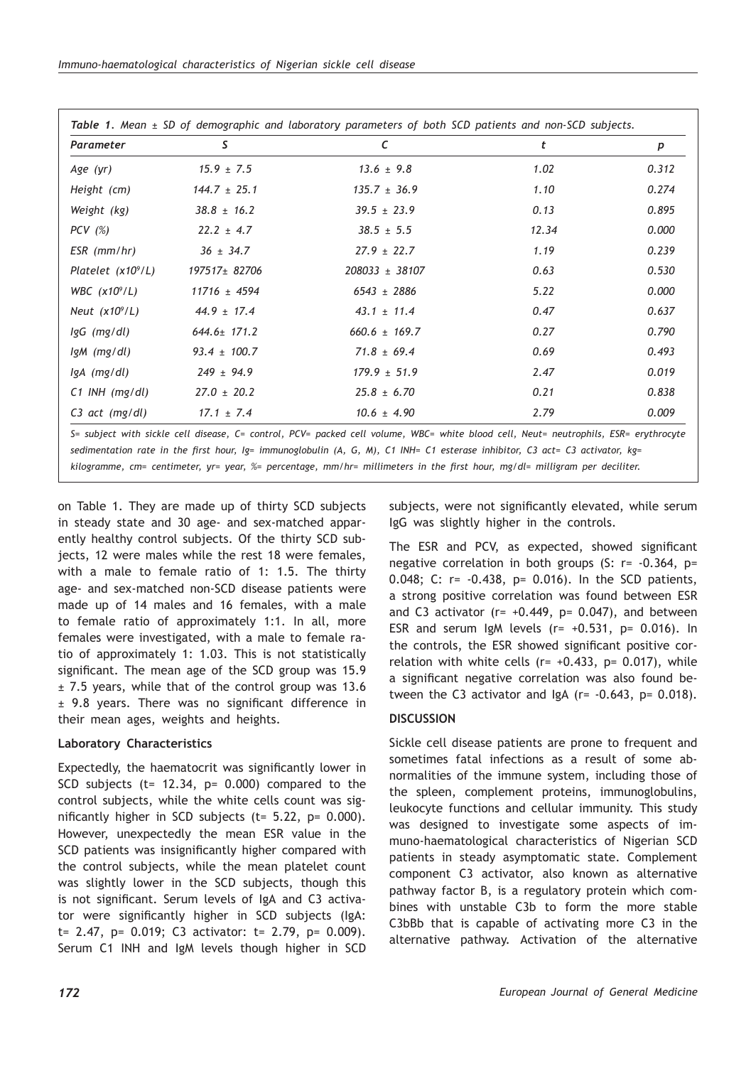*Table 1. Mean ± SD of demographic and laboratory parameters of both SCD patients and non-SCD subjects.*

| Parameter | S | C | t | p |
|---|---|---|---|---|
| Age (yr) | 15.9 ± 7.5 | 13.6 ± 9.8 | 1.02 | 0.312 |
| Height (cm) | 144.7 ± 25.1 | 135.7 ± 36.9 | 1.10 | 0.274 |
| Weight (kg) | 38.8 ± 16.2 | 39.5 ± 23.9 | 0.13 | 0.895 |
| PCV (%) | 22.2 ± 4.7 | 38.5 ± 5.5 | 12.34 | 0.000 |
| ESR (mm/hr) | 36 ± 34.7 | 27.9 ± 22.7 | 1.19 | 0.239 |
| Platelet ($x10^9$/L) | 197517± 82706 | 208033 ± 38107 | 0.63 | 0.530 |
| WBC ($x10^9$/L) | 11716 ± 4594 | 6543 ± 2886 | 5.22 | 0.000 |
| Neut ($x10^9$/L) | 44.9 ± 17.4 | 43.1 ± 11.4 | 0.47 | 0.637 |
| IgG (mg/dl) | 644.6± 171.2 | 660.6 ± 169.7 | 0.27 | 0.790 |
| IgM (mg/dl) | 93.4 ± 100.7 | 71.8 ± 69.4 | 0.69 | 0.493 |
| IgA (mg/dl) | 249 ± 94.9 | 179.9 ± 51.9 | 2.47 | 0.019 |
| C1 INH (mg/dl) | 27.0 ± 20.2 | 25.8 ± 6.70 | 0.21 | 0.838 |
| C3 act (mg/dl) | 17.1 ± 7.4 | 10.6 ± 4.90 | 2.79 | 0.009 |

*S= subject with sickle cell disease, C= control, PCV= packed cell volume, WBC= white blood cell, Neut= neutrophils, ESR= erythrocyte sedimentation rate in the first hour, Ig= immunoglobulin (A, G, M), C1 INH= C1 esterase inhibitor, C3 act= C3 activator, kg= kilogramme, cm= centimeter, yr= year, %= percentage, mm/hr= millimeters in the first hour, mg/dl= milligram per deciliter.*

on Table 1. They are made up of thirty SCD subjects in steady state and 30 age- and sex-matched apparently healthy control subjects. Of the thirty SCD subjects, 12 were males while the rest 18 were females, with a male to female ratio of 1: 1.5. The thirty age- and sex-matched non-SCD disease patients were made up of 14 males and 16 females, with a male to female ratio of approximately 1:1. In all, more females were investigated, with a male to female ratio of approximately 1: 1.03. This is not statistically significant. The mean age of the SCD group was 15.9 ± 7.5 years, while that of the control group was 13.6 ± 9.8 years. There was no significant difference in their mean ages, weights and heights.

**Laboratory Characteristics**

Expectedly, the haematocrit was significantly lower in SCD subjects (t= 12.34, p= 0.000) compared to the control subjects, while the white cells count was significantly higher in SCD subjects (t= 5.22, p= 0.000). However, unexpectedly the mean ESR value in the SCD patients was insignificantly higher compared with the control subjects, while the mean platelet count was slightly lower in the SCD subjects, though this is not significant. Serum levels of IgA and C3 activator were significantly higher in SCD subjects (IgA: t= 2.47, p= 0.019; C3 activator: t= 2.79, p= 0.009). Serum C1 INH and IgM levels though higher in SCD subjects, were not significantly elevated, while serum IgG was slightly higher in the controls.

The ESR and PCV, as expected, showed significant negative correlation in both groups (S: r= -0.364, p= 0.048; C: r= -0.438, p= 0.016). In the SCD patients, a strong positive correlation was found between ESR and C3 activator (r= +0.449, p= 0.047), and between ESR and serum IgM levels (r= +0.531, p= 0.016). In the controls, the ESR showed significant positive correlation with white cells (r= +0.433, p= 0.017), while a significant negative correlation was also found between the C3 activator and IgA (r= -0.643, p= 0.018).

## DISCUSSION

Sickle cell disease patients are prone to frequent and sometimes fatal infections as a result of some abnormalities of the immune system, including those of the spleen, complement proteins, immunoglobulins, leukocyte functions and cellular immunity. This study was designed to investigate some aspects of immuno-haematological characteristics of Nigerian SCD patients in steady asymptomatic state. Complement component C3 activator, also known as alternative pathway factor B, is a regulatory protein which combines with unstable C3b to form the more stable C3bBb that is capable of activating more C3 in the alternative pathway. Activation of the alternative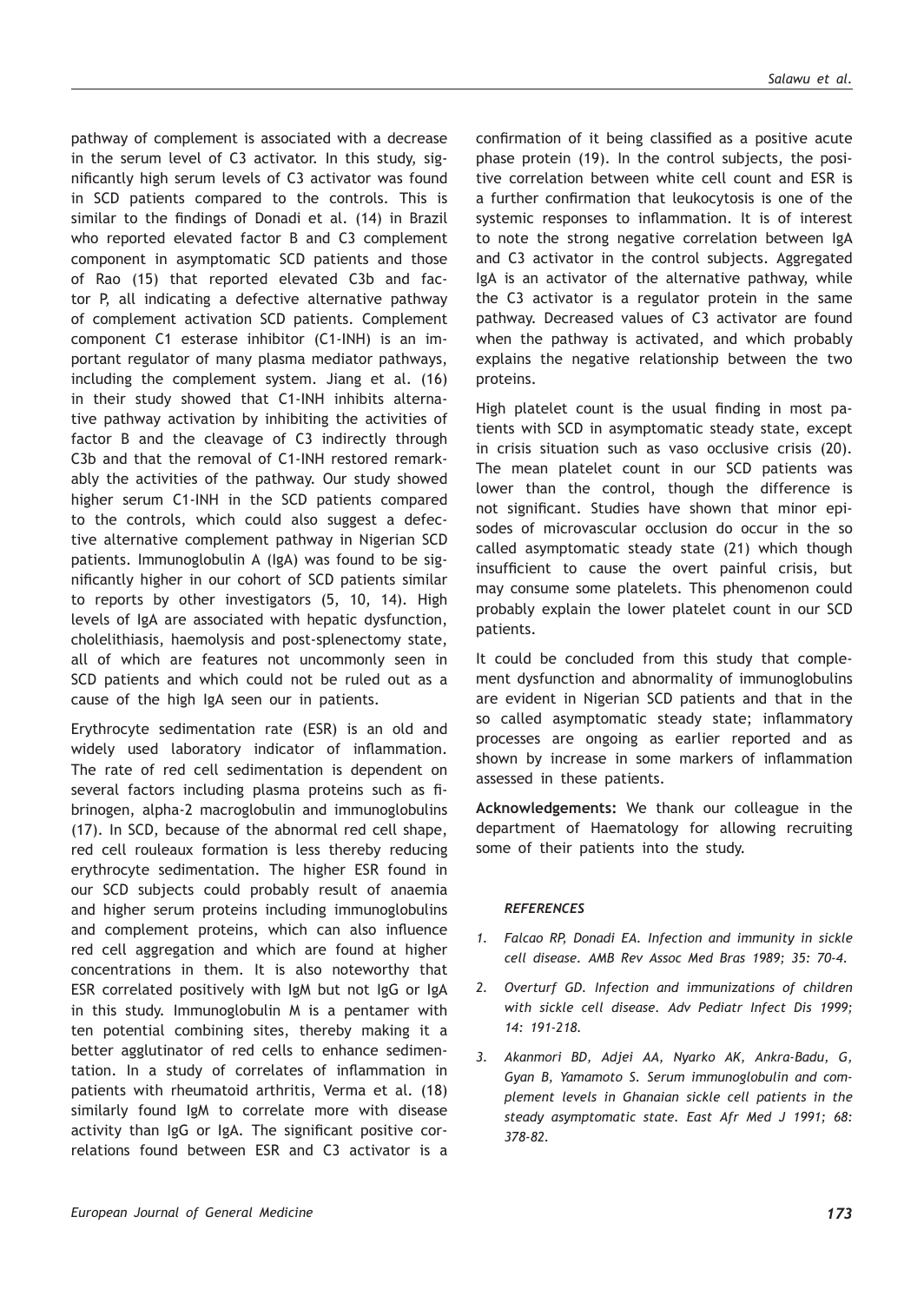pathway of complement is associated with a decrease in the serum level of C3 activator. In this study, significantly high serum levels of C3 activator was found in SCD patients compared to the controls. This is similar to the findings of Donadi et al. (14) in Brazil who reported elevated factor B and C3 complement component in asymptomatic SCD patients and those of Rao (15) that reported elevated C3b and factor P, all indicating a defective alternative pathway of complement activation SCD patients. Complement component C1 esterase inhibitor (C1-INH) is an important regulator of many plasma mediator pathways, including the complement system. Jiang et al. (16) in their study showed that C1-INH inhibits alternative pathway activation by inhibiting the activities of factor B and the cleavage of C3 indirectly through C3b and that the removal of C1-INH restored remarkably the activities of the pathway. Our study showed higher serum C1-INH in the SCD patients compared to the controls, which could also suggest a defective alternative complement pathway in Nigerian SCD patients. Immunoglobulin A (IgA) was found to be significantly higher in our cohort of SCD patients similar to reports by other investigators (5, 10, 14). High levels of IgA are associated with hepatic dysfunction, cholelithiasis, haemolysis and post-splenectomy state, all of which are features not uncommonly seen in SCD patients and which could not be ruled out as a cause of the high IgA seen our in patients.

Erythrocyte sedimentation rate (ESR) is an old and widely used laboratory indicator of inflammation. The rate of red cell sedimentation is dependent on several factors including plasma proteins such as fibrinogen, alpha-2 macroglobulin and immunoglobulins (17). In SCD, because of the abnormal red cell shape, red cell rouleaux formation is less thereby reducing erythrocyte sedimentation. The higher ESR found in our SCD subjects could probably result of anaemia and higher serum proteins including immunoglobulins and complement proteins, which can also influence red cell aggregation and which are found at higher concentrations in them. It is also noteworthy that ESR correlated positively with IgM but not IgG or IgA in this study. Immunoglobulin M is a pentamer with ten potential combining sites, thereby making it a better agglutinator of red cells to enhance sedimentation. In a study of correlates of inflammation in patients with rheumatoid arthritis, Verma et al. (18) similarly found IgM to correlate more with disease activity than IgG or IgA. The significant positive correlations found between ESR and C3 activator is a confirmation of it being classified as a positive acute phase protein (19). In the control subjects, the positive correlation between white cell count and ESR is a further confirmation that leukocytosis is one of the systemic responses to inflammation. It is of interest to note the strong negative correlation between IgA and C3 activator in the control subjects. Aggregated IgA is an activator of the alternative pathway, while the C3 activator is a regulator protein in the same pathway. Decreased values of C3 activator are found when the pathway is activated, and which probably explains the negative relationship between the two proteins.

High platelet count is the usual finding in most patients with SCD in asymptomatic steady state, except in crisis situation such as vaso occlusive crisis (20). The mean platelet count in our SCD patients was lower than the control, though the difference is not significant. Studies have shown that minor episodes of microvascular occlusion do occur in the so called asymptomatic steady state (21) which though insufficient to cause the overt painful crisis, but may consume some platelets. This phenomenon could probably explain the lower platelet count in our SCD patients.

It could be concluded from this study that complement dysfunction and abnormality of immunoglobulins are evident in Nigerian SCD patients and that in the so called asymptomatic steady state; inflammatory processes are ongoing as earlier reported and as shown by increase in some markers of inflammation assessed in these patients.

**Acknowledgements:** We thank our colleague in the department of Haematology for allowing recruiting some of their patients into the study.

***REFERENCES***

1. *Falcao RP, Donadi EA. Infection and immunity in sickle cell disease. AMB Rev Assoc Med Bras 1989; 35: 70-4.*
2. *Overturf GD. Infection and immunizations of children with sickle cell disease. Adv Pediatr Infect Dis 1999; 14: 191-218.*
3. *Akanmori BD, Adjei AA, Nyarko AK, Ankra-Badu, G, Gyan B, Yamamoto S. Serum immunoglobulin and complement levels in Ghanaian sickle cell patients in the steady asymptomatic state. East Afr Med J 1991; 68: 378-82.*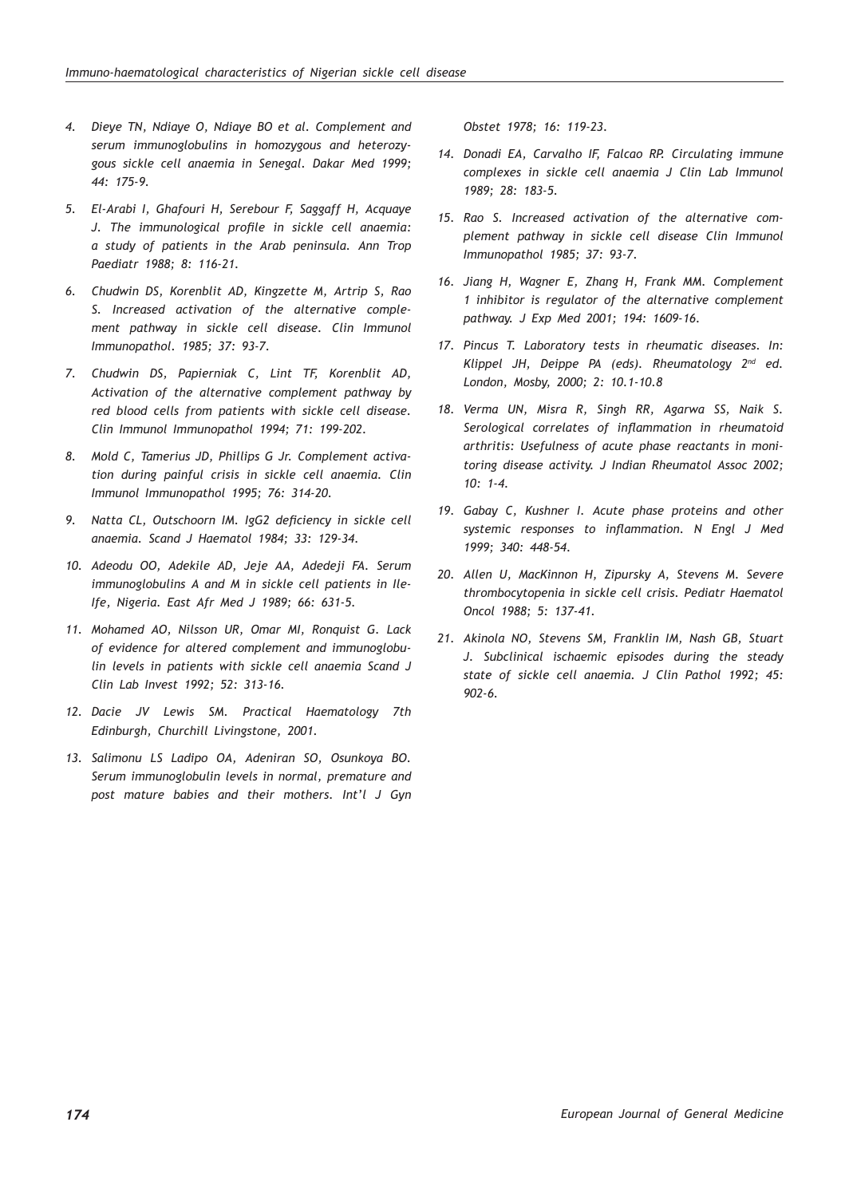4. Dieye TN, Ndiaye O, Ndiaye BO et al. Complement and serum immunoglobulins in homozygous and heterozygous sickle cell anaemia in Senegal. Dakar Med 1999; 44: 175-9.

5. El-Arabi I, Ghafouri H, Serebour F, Saggaff H, Acquaye J. The immunological profile in sickle cell anaemia: a study of patients in the Arab peninsula. Ann Trop Paediatr 1988; 8: 116-21.

6. Chudwin DS, Korenblit AD, Kingzette M, Artrip S, Rao S. Increased activation of the alternative complement pathway in sickle cell disease. Clin Immunol Immunopathol. 1985; 37: 93-7.

7. Chudwin DS, Papierniak C, Lint TF, Korenblit AD, Activation of the alternative complement pathway by red blood cells from patients with sickle cell disease. Clin Immunol Immunopathol 1994; 71: 199-202.

8. Mold C, Tamerius JD, Phillips G Jr. Complement activation during painful crisis in sickle cell anaemia. Clin Immunol Immunopathol 1995; 76: 314-20.

9. Natta CL, Outschoorn IM. IgG2 deficiency in sickle cell anaemia. Scand J Haematol 1984; 33: 129-34.

10. Adeodu OO, Adekile AD, Jeje AA, Adedeji FA. Serum immunoglobulins A and M in sickle cell patients in Ile-Ife, Nigeria. East Afr Med J 1989; 66: 631-5.

11. Mohamed AO, Nilsson UR, Omar MI, Ronquist G. Lack of evidence for altered complement and immunoglobulin levels in patients with sickle cell anaemia Scand J Clin Lab Invest 1992; 52: 313-16.

12. Dacie JV Lewis SM. Practical Haematology 7th Edinburgh, Churchill Livingstone, 2001.

13. Salimonu LS Ladipo OA, Adeniran SO, Osunkoya BO. Serum immunoglobulin levels in normal, premature and post mature babies and their mothers. Int'l J Gyn Obstet 1978; 16: 119-23.

14. Donadi EA, Carvalho IF, Falcao RP. Circulating immune complexes in sickle cell anaemia J Clin Lab Immunol 1989; 28: 183-5.

15. Rao S. Increased activation of the alternative complement pathway in sickle cell disease Clin Immunol Immunopathol 1985; 37: 93-7.

16. Jiang H, Wagner E, Zhang H, Frank MM. Complement 1 inhibitor is regulator of the alternative complement pathway. J Exp Med 2001; 194: 1609-16.

17. Pincus T. Laboratory tests in rheumatic diseases. In: Klippel JH, Deippe PA (eds). Rheumatology 2nd ed. London, Mosby, 2000; 2: 10.1-10.8

18. Verma UN, Misra R, Singh RR, Agarwa SS, Naik S. Serological correlates of inflammation in rheumatoid arthritis: Usefulness of acute phase reactants in monitoring disease activity. J Indian Rheumatol Assoc 2002; 10: 1-4.

19. Gabay C, Kushner I. Acute phase proteins and other systemic responses to inflammation. N Engl J Med 1999; 340: 448-54.

20. Allen U, MacKinnon H, Zipursky A, Stevens M. Severe thrombocytopenia in sickle cell crisis. Pediatr Haematol Oncol 1988; 5: 137-41.

21. Akinola NO, Stevens SM, Franklin IM, Nash GB, Stuart J. Subclinical ischaemic episodes during the steady state of sickle cell anaemia. J Clin Pathol 1992; 45: 902-6.